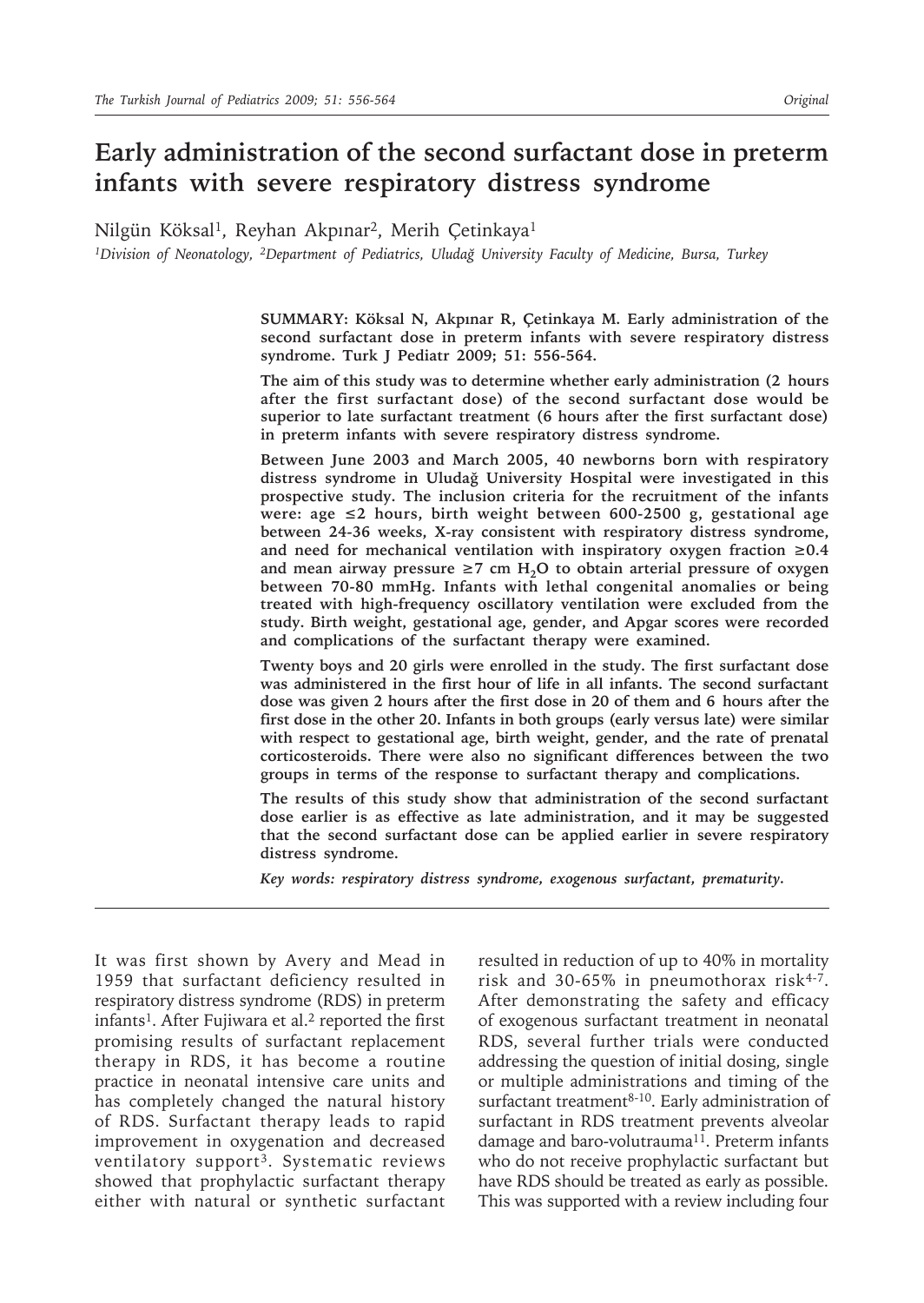Original

# Early administration of the second surfactant dose in preterm infants with severe respiratory distress syndrome

Nilgün Köksal[1], Reyhan Akpınar[2], Merih Çetinkaya[1]

[1]*Division of Neonatology,* [2]*Department of Pediatrics, Uludağ University Faculty of Medicine, Bursa, Turkey*

**SUMMARY: Köksal N, Akpınar R, Çetinkaya M. Early administration of the second surfactant dose in preterm infants with severe respiratory distress syndrome. Turk J Pediatr 2009; 51: 556-564.**

**The aim of this study was to determine whether early administration (2 hours after the first surfactant dose) of the second surfactant dose would be superior to late surfactant treatment (6 hours after the first surfactant dose) in preterm infants with severe respiratory distress syndrome.**

**Between June 2003 and March 2005, 40 newborns born with respiratory distress syndrome in Uludağ University Hospital were investigated in this prospective study. The inclusion criteria for the recruitment of the infants were: age ≤2 hours, birth weight between 600-2500 g, gestational age between 24-36 weeks, X-ray consistent with respiratory distress syndrome, and need for mechanical ventilation with inspiratory oxygen fraction ≥0.4 and mean airway pressure ≥7 cm $H_2O$ to obtain arterial pressure of oxygen between 70-80 mmHg. Infants with lethal congenital anomalies or being treated with high-frequency oscillatory ventilation were excluded from the study. Birth weight, gestational age, gender, and Apgar scores were recorded and complications of the surfactant therapy were examined.**

**Twenty boys and 20 girls were enrolled in the study. The first surfactant dose was administered in the first hour of life in all infants. The second surfactant dose was given 2 hours after the first dose in 20 of them and 6 hours after the first dose in the other 20. Infants in both groups (early versus late) were similar with respect to gestational age, birth weight, gender, and the rate of prenatal corticosteroids. There were also no significant differences between the two groups in terms of the response to surfactant therapy and complications.**

**The results of this study show that administration of the second surfactant dose earlier is as effective as late administration, and it may be suggested that the second surfactant dose can be applied earlier in severe respiratory distress syndrome.**

***Key words: respiratory distress syndrome, exogenous surfactant, prematurity.***

---

It was first shown by Avery and Mead in 1959 that surfactant deficiency resulted in respiratory distress syndrome (RDS) in preterm infants[1]. After Fujiwara et al.[2] reported the first promising results of surfactant replacement therapy in RDS, it has become a routine practice in neonatal intensive care units and has completely changed the natural history of RDS. Surfactant therapy leads to rapid improvement in oxygenation and decreased ventilatory support[3]. Systematic reviews showed that prophylactic surfactant therapy either with natural or synthetic surfactant resulted in reduction of up to 40% in mortality risk and 30-65% in pneumothorax risk[4-7]. After demonstrating the safety and efficacy of exogenous surfactant treatment in neonatal RDS, several further trials were conducted addressing the question of initial dosing, single or multiple administrations and timing of the surfactant treatment[8-10]. Early administration of surfactant in RDS treatment prevents alveolar damage and baro-volutrauma[11]. Preterm infants who do not receive prophylactic surfactant but have RDS should be treated as early as possible. This was supported with a review including four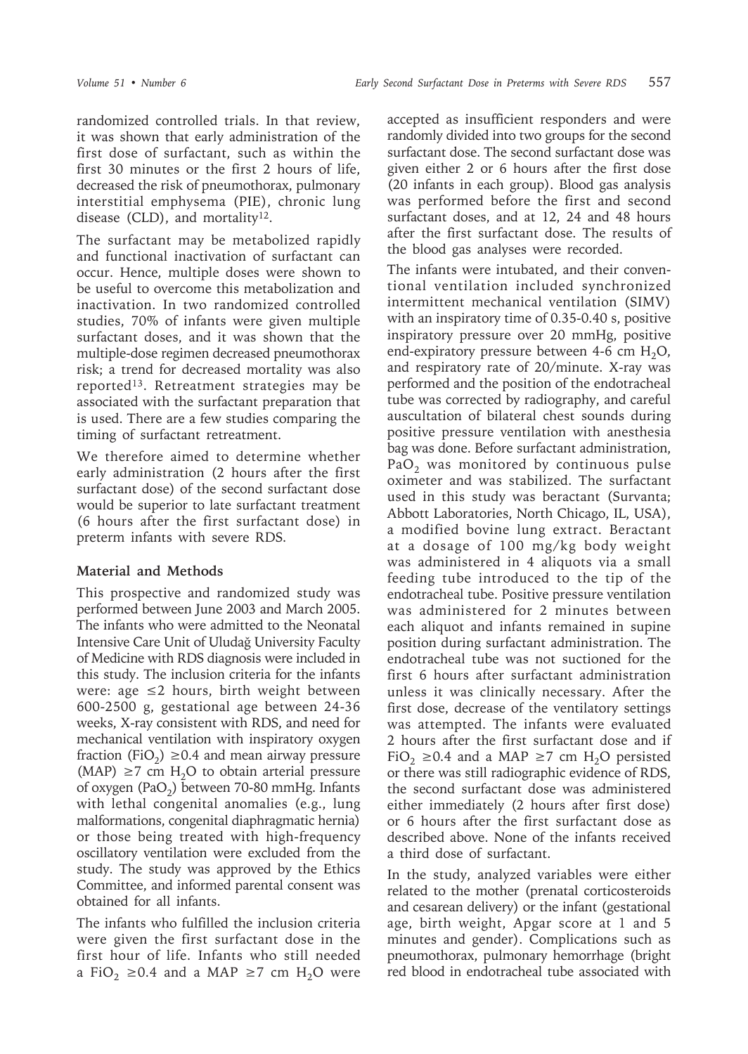randomized controlled trials. In that review, it was shown that early administration of the first dose of surfactant, such as within the first 30 minutes or the first 2 hours of life, decreased the risk of pneumothorax, pulmonary interstitial emphysema (PIE), chronic lung disease (CLD), and mortality[12].

The surfactant may be metabolized rapidly and functional inactivation of surfactant can occur. Hence, multiple doses were shown to be useful to overcome this metabolization and inactivation. In two randomized controlled studies, 70% of infants were given multiple surfactant doses, and it was shown that the multiple-dose regimen decreased pneumothorax risk; a trend for decreased mortality was also reported[13]. Retreatment strategies may be associated with the surfactant preparation that is used. There are a few studies comparing the timing of surfactant retreatment.

We therefore aimed to determine whether early administration (2 hours after the first surfactant dose) of the second surfactant dose would be superior to late surfactant treatment (6 hours after the first surfactant dose) in preterm infants with severe RDS.

## Material and Methods

This prospective and randomized study was performed between June 2003 and March 2005. The infants who were admitted to the Neonatal Intensive Care Unit of Uludağ University Faculty of Medicine with RDS diagnosis were included in this study. The inclusion criteria for the infants were: age ≤2 hours, birth weight between 600-2500 g, gestational age between 24-36 weeks, X-ray consistent with RDS, and need for mechanical ventilation with inspiratory oxygen fraction ($FiO_2$) ≥0.4 and mean airway pressure (MAP) ≥7 cm $H_2O$ to obtain arterial pressure of oxygen ($PaO_2$) between 70-80 mmHg. Infants with lethal congenital anomalies (e.g., lung malformations, congenital diaphragmatic hernia) or those being treated with high-frequency oscillatory ventilation were excluded from the study. The study was approved by the Ethics Committee, and informed parental consent was obtained for all infants.

The infants who fulfilled the inclusion criteria were given the first surfactant dose in the first hour of life. Infants who still needed a $FiO_2$ ≥0.4 and a MAP ≥7 cm $H_2O$ were accepted as insufficient responders and were randomly divided into two groups for the second surfactant dose. The second surfactant dose was given either 2 or 6 hours after the first dose (20 infants in each group). Blood gas analysis was performed before the first and second surfactant doses, and at 12, 24 and 48 hours after the first surfactant dose. The results of the blood gas analyses were recorded.

The infants were intubated, and their conventional ventilation included synchronized intermittent mechanical ventilation (SIMV) with an inspiratory time of 0.35-0.40 s, positive inspiratory pressure over 20 mmHg, positive end-expiratory pressure between 4-6 cm $H_2O$, and respiratory rate of 20/minute. X-ray was performed and the position of the endotracheal tube was corrected by radiography, and careful auscultation of bilateral chest sounds during positive pressure ventilation with anesthesia bag was done. Before surfactant administration, $PaO_2$ was monitored by continuous pulse oximeter and was stabilized. The surfactant used in this study was beractant (Survanta; Abbott Laboratories, North Chicago, IL, USA), a modified bovine lung extract. Beractant at a dosage of 100 mg/kg body weight was administered in 4 aliquots via a small feeding tube introduced to the tip of the endotracheal tube. Positive pressure ventilation was administered for 2 minutes between each aliquot and infants remained in supine position during surfactant administration. The endotracheal tube was not suctioned for the first 6 hours after surfactant administration unless it was clinically necessary. After the first dose, decrease of the ventilatory settings was attempted. The infants were evaluated 2 hours after the first surfactant dose and if $FiO_2$ ≥0.4 and a MAP ≥7 cm $H_2O$ persisted or there was still radiographic evidence of RDS, the second surfactant dose was administered either immediately (2 hours after first dose) or 6 hours after the first surfactant dose as described above. None of the infants received a third dose of surfactant.

In the study, analyzed variables were either related to the mother (prenatal corticosteroids and cesarean delivery) or the infant (gestational age, birth weight, Apgar score at 1 and 5 minutes and gender). Complications such as pneumothorax, pulmonary hemorrhage (bright red blood in endotracheal tube associated with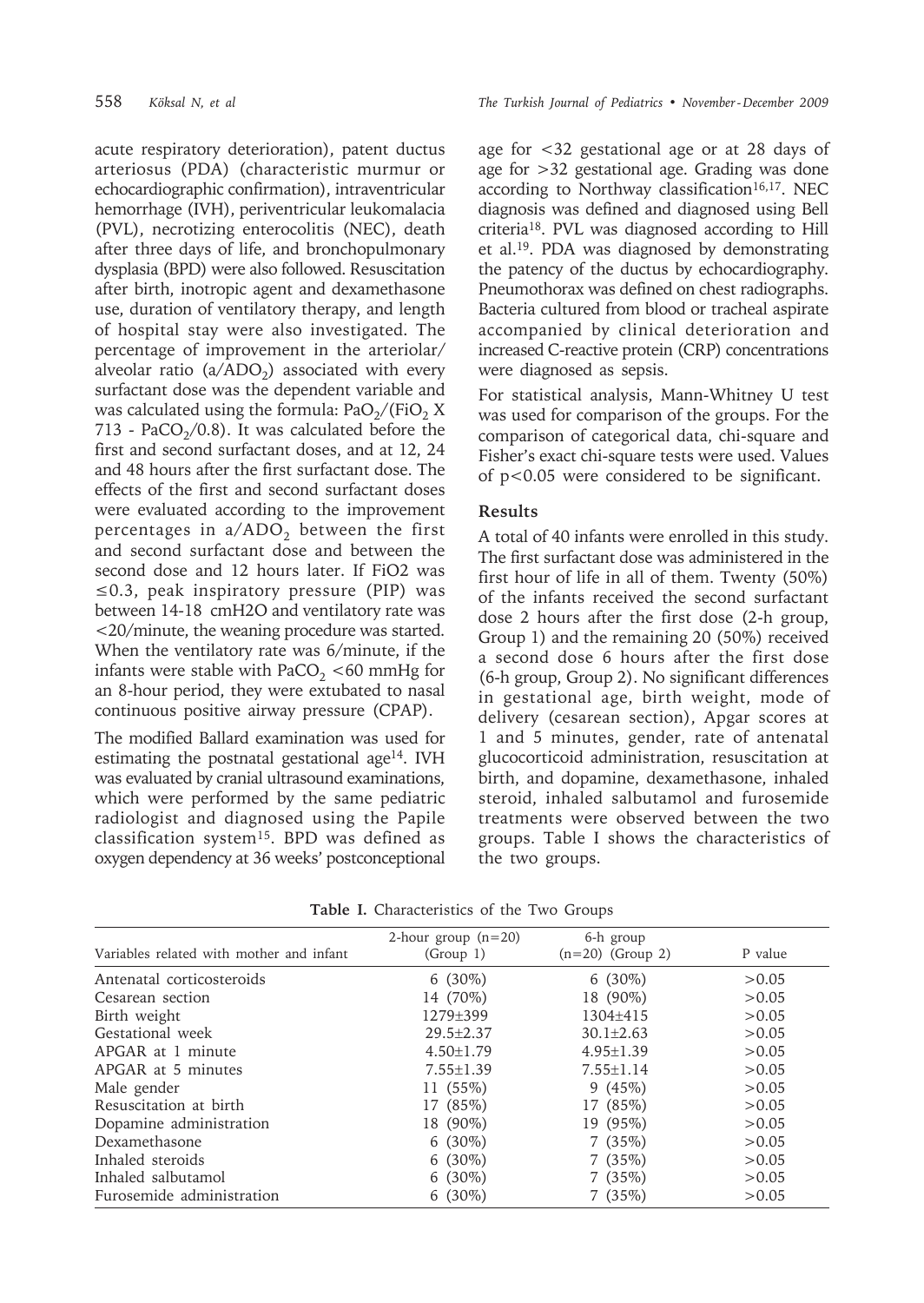acute respiratory deterioration), patent ductus arteriosus (PDA) (characteristic murmur or echocardiographic confirmation), intraventricular hemorrhage (IVH), periventricular leukomalacia (PVL), necrotizing enterocolitis (NEC), death after three days of life, and bronchopulmonary dysplasia (BPD) were also followed. Resuscitation after birth, inotropic agent and dexamethasone use, duration of ventilatory therapy, and length of hospital stay were also investigated. The percentage of improvement in the arteriolar/alveolar ratio ($a/ADO_2$) associated with every surfactant dose was the dependent variable and was calculated using the formula: $PaO_2/(FiO_2 \times 713 - PaCO_2/0.8)$. It was calculated before the first and second surfactant doses, and at 12, 24 and 48 hours after the first surfactant dose. The effects of the first and second surfactant doses were evaluated according to the improvement percentages in $a/ADO_2$ between the first and second surfactant dose and between the second dose and 12 hours later. If FiO2 was $\leq 0.3$, peak inspiratory pressure (PIP) was between 14-18 cmH2O and ventilatory rate was <20/minute, the weaning procedure was started. When the ventilatory rate was 6/minute, if the infants were stable with $PaCO_2$ <60 mmHg for an 8-hour period, they were extubated to nasal continuous positive airway pressure (CPAP).

The modified Ballard examination was used for estimating the postnatal gestational age[14]. IVH was evaluated by cranial ultrasound examinations, which were performed by the same pediatric radiologist and diagnosed using the Papile classification system[15]. BPD was defined as oxygen dependency at 36 weeks' postconceptional age for <32 gestational age or at 28 days of age for >32 gestational age. Grading was done according to Northway classification[16,17]. NEC diagnosis was defined and diagnosed using Bell criteria[18]. PVL was diagnosed according to Hill et al.[19]. PDA was diagnosed by demonstrating the patency of the ductus by echocardiography. Pneumothorax was defined on chest radiographs. Bacteria cultured from blood or tracheal aspirate accompanied by clinical deterioration and increased C-reactive protein (CRP) concentrations were diagnosed as sepsis.

For statistical analysis, Mann-Whitney U test was used for comparison of the groups. For the comparison of categorical data, chi-square and Fisher's exact chi-square tests were used. Values of $p<0.05$ were considered to be significant.

## Results

A total of 40 infants were enrolled in this study. The first surfactant dose was administered in the first hour of life in all of them. Twenty (50%) of the infants received the second surfactant dose 2 hours after the first dose (2-h group, Group 1) and the remaining 20 (50%) received a second dose 6 hours after the first dose (6-h group, Group 2). No significant differences in gestational age, birth weight, mode of delivery (cesarean section), Apgar scores at 1 and 5 minutes, gender, rate of antenatal glucocorticoid administration, resuscitation at birth, and dopamine, dexamethasone, inhaled steroid, inhaled salbutamol and furosemide treatments were observed between the two groups. Table I shows the characteristics of the two groups.

**Table I.** Characteristics of the Two Groups

| Variables related with mother and infant | 2-hour group (n=20) (Group 1) | 6-h group (n=20) (Group 2) | P value |
|---|---|---|---|
| Antenatal corticosteroids | 6 (30%) | 6 (30%) | >0.05 |
| Cesarean section | 14 (70%) | 18 (90%) | >0.05 |
| Birth weight | 1279±399 | 1304±415 | >0.05 |
| Gestational week | 29.5±2.37 | 30.1±2.63 | >0.05 |
| APGAR at 1 minute | 4.50±1.79 | 4.95±1.39 | >0.05 |
| APGAR at 5 minutes | 7.55±1.39 | 7.55±1.14 | >0.05 |
| Male gender | 11 (55%) | 9 (45%) | >0.05 |
| Resuscitation at birth | 17 (85%) | 17 (85%) | >0.05 |
| Dopamine administration | 18 (90%) | 19 (95%) | >0.05 |
| Dexamethasone | 6 (30%) | 7 (35%) | >0.05 |
| Inhaled steroids | 6 (30%) | 7 (35%) | >0.05 |
| Inhaled salbutamol | 6 (30%) | 7 (35%) | >0.05 |
| Furosemide administration | 6 (30%) | 7 (35%) | >0.05 |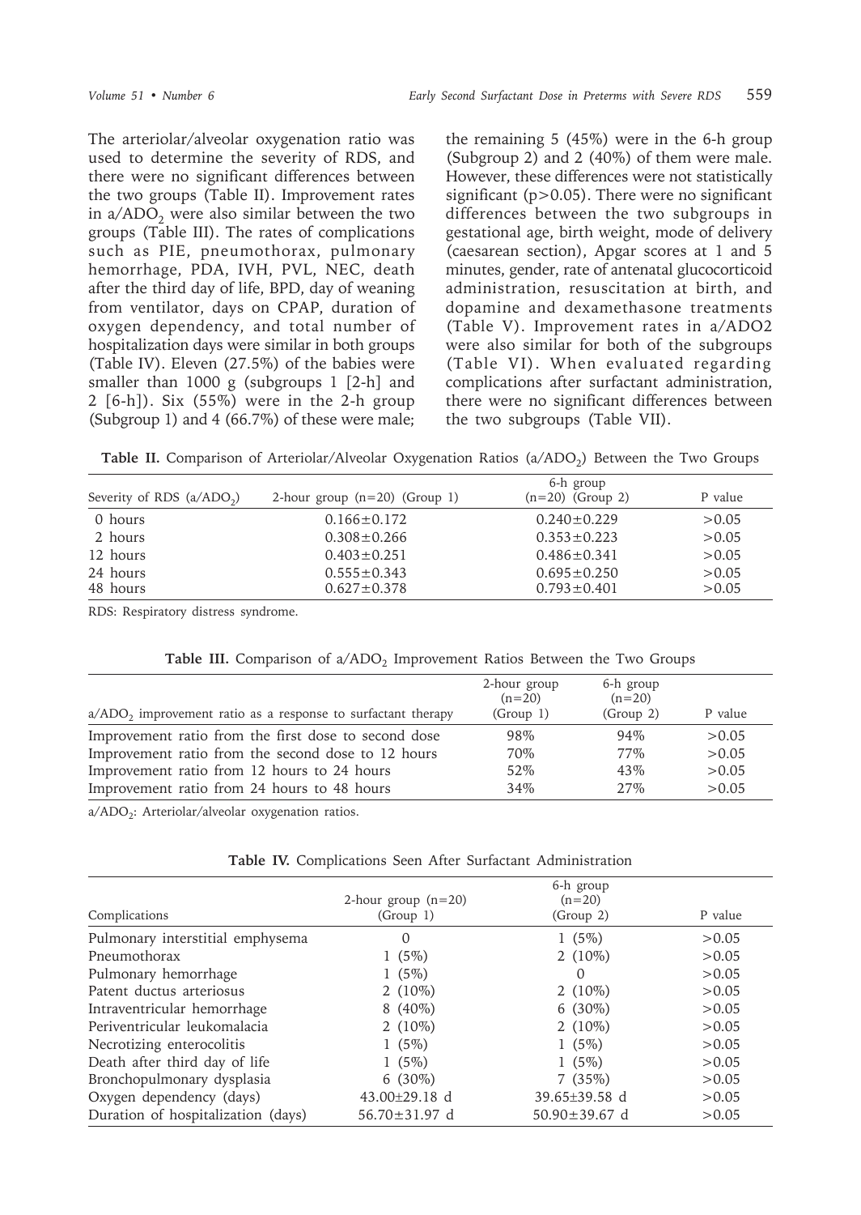The arteriolar/alveolar oxygenation ratio was used to determine the severity of RDS, and there were no significant differences between the two groups (Table II). Improvement rates in $a/ADO_2$ were also similar between the two groups (Table III). The rates of complications such as PIE, pneumothorax, pulmonary hemorrhage, PDA, IVH, PVL, NEC, death after the third day of life, BPD, day of weaning from ventilator, days on CPAP, duration of oxygen dependency, and total number of hospitalization days were similar in both groups (Table IV). Eleven (27.5%) of the babies were smaller than 1000 g (subgroups 1 [2-h] and 2 [6-h]). Six (55%) were in the 2-h group (Subgroup 1) and 4 (66.7%) of these were male; the remaining 5 (45%) were in the 6-h group (Subgroup 2) and 2 (40%) of them were male. However, these differences were not statistically significant ($p>0.05$). There were no significant differences between the two subgroups in gestational age, birth weight, mode of delivery (caesarean section), Apgar scores at 1 and 5 minutes, gender, rate of antenatal glucocorticoid administration, resuscitation at birth, and dopamine and dexamethasone treatments (Table V). Improvement rates in a/ADO2 were also similar for both of the subgroups (Table VI). When evaluated regarding complications after surfactant administration, there were no significant differences between the two subgroups (Table VII).

**Table II.** Comparison of Arteriolar/Alveolar Oxygenation Ratios ($a/ADO_2$) Between the Two Groups

| Severity of RDS ($a/ADO_2$) | 2-hour group (n=20) (Group 1) | 6-h group (n=20) (Group 2) | P value |
|---|---|---|---|
| 0 hours | 0.166±0.172 | 0.240±0.229 | >0.05 |
| 2 hours | 0.308±0.266 | 0.353±0.223 | >0.05 |
| 12 hours | 0.403±0.251 | 0.486±0.341 | >0.05 |
| 24 hours | 0.555±0.343 | 0.695±0.250 | >0.05 |
| 48 hours | 0.627±0.378 | 0.793±0.401 | >0.05 |

RDS: Respiratory distress syndrome.

**Table III.** Comparison of $a/ADO_2$ Improvement Ratios Between the Two Groups

| $a/ADO_2$ improvement ratio as a response to surfactant therapy | 2-hour group (n=20) (Group 1) | 6-h group (n=20) (Group 2) | P value |
|---|---|---|---|
| Improvement ratio from the first dose to second dose | 98% | 94% | >0.05 |
| Improvement ratio from the second dose to 12 hours | 70% | 77% | >0.05 |
| Improvement ratio from 12 hours to 24 hours | 52% | 43% | >0.05 |
| Improvement ratio from 24 hours to 48 hours | 34% | 27% | >0.05 |

$a/ADO_2$: Arteriolar/alveolar oxygenation ratios.

**Table IV.** Complications Seen After Surfactant Administration

| Complications | 2-hour group (n=20) (Group 1) | 6-h group (n=20) (Group 2) | P value |
|---|---|---|---|
| Pulmonary interstitial emphysema | 0 | 1 (5%) | >0.05 |
| Pneumothorax | 1 (5%) | 2 (10%) | >0.05 |
| Pulmonary hemorrhage | 1 (5%) | 0 | >0.05 |
| Patent ductus arteriosus | 2 (10%) | 2 (10%) | >0.05 |
| Intraventricular hemorrhage | 8 (40%) | 6 (30%) | >0.05 |
| Periventricular leukomalacia | 2 (10%) | 2 (10%) | >0.05 |
| Necrotizing enterocolitis | 1 (5%) | 1 (5%) | >0.05 |
| Death after third day of life | 1 (5%) | 1 (5%) | >0.05 |
| Bronchopulmonary dysplasia | 6 (30%) | 7 (35%) | >0.05 |
| Oxygen dependency (days) | 43.00±29.18 d | 39.65±39.58 d | >0.05 |
| Duration of hospitalization (days) | 56.70±31.97 d | 50.90±39.67 d | >0.05 |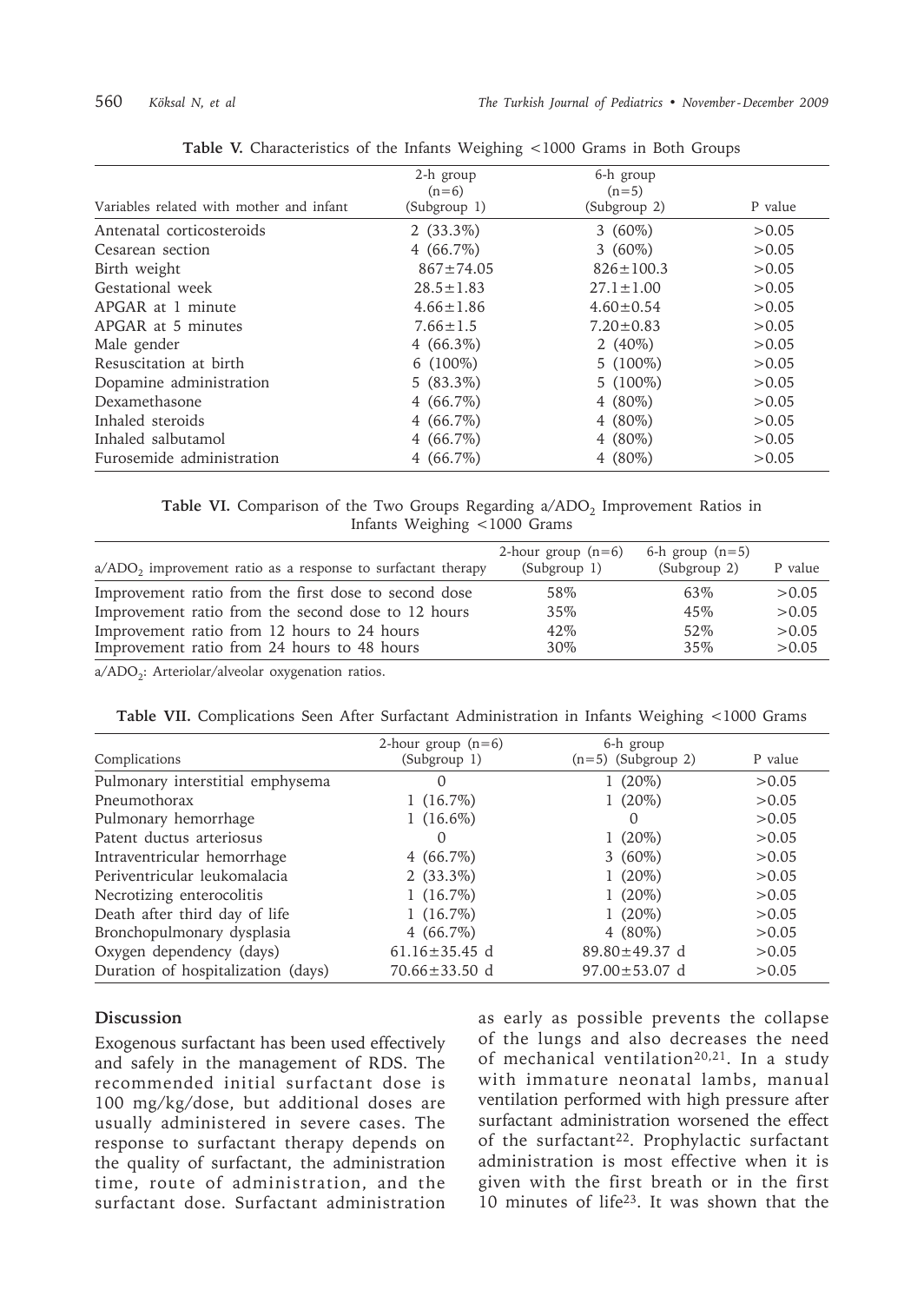**Table V.** Characteristics of the Infants Weighing <1000 Grams in Both Groups

| Variables related with mother and infant | 2-h group (n=6) (Subgroup 1) | 6-h group (n=5) (Subgroup 2) | P value |
|---|---|---|---|
| Antenatal corticosteroids | 2 (33.3%) | 3 (60%) | >0.05 |
| Cesarean section | 4 (66.7%) | 3 (60%) | >0.05 |
| Birth weight | 867±74.05 | 826±100.3 | >0.05 |
| Gestational week | 28.5±1.83 | 27.1±1.00 | >0.05 |
| APGAR at 1 minute | 4.66±1.86 | 4.60±0.54 | >0.05 |
| APGAR at 5 minutes | 7.66±1.5 | 7.20±0.83 | >0.05 |
| Male gender | 4 (66.3%) | 2 (40%) | >0.05 |
| Resuscitation at birth | 6 (100%) | 5 (100%) | >0.05 |
| Dopamine administration | 5 (83.3%) | 5 (100%) | >0.05 |
| Dexamethasone | 4 (66.7%) | 4 (80%) | >0.05 |
| Inhaled steroids | 4 (66.7%) | 4 (80%) | >0.05 |
| Inhaled salbutamol | 4 (66.7%) | 4 (80%) | >0.05 |
| Furosemide administration | 4 (66.7%) | 4 (80%) | >0.05 |

**Table VI.** Comparison of the Two Groups Regarding $a/ADO_2$ Improvement Ratios in Infants Weighing <1000 Grams

| $a/ADO_2$ improvement ratio as a response to surfactant therapy | 2-hour group (n=6) (Subgroup 1) | 6-h group (n=5) (Subgroup 2) | P value |
|---|---|---|---|
| Improvement ratio from the first dose to second dose | 58% | 63% | >0.05 |
| Improvement ratio from the second dose to 12 hours | 35% | 45% | >0.05 |
| Improvement ratio from 12 hours to 24 hours | 42% | 52% | >0.05 |
| Improvement ratio from 24 hours to 48 hours | 30% | 35% | >0.05 |

$a/ADO_2$: Arteriolar/alveolar oxygenation ratios.

**Table VII.** Complications Seen After Surfactant Administration in Infants Weighing <1000 Grams

| Complications | 2-hour group (n=6) (Subgroup 1) | 6-h group (n=5) (Subgroup 2) | P value |
|---|---|---|---|
| Pulmonary interstitial emphysema | 0 | 1 (20%) | >0.05 |
| Pneumothorax | 1 (16.7%) | 1 (20%) | >0.05 |
| Pulmonary hemorrhage | 1 (16.6%) | 0 | >0.05 |
| Patent ductus arteriosus | 0 | 1 (20%) | >0.05 |
| Intraventricular hemorrhage | 4 (66.7%) | 3 (60%) | >0.05 |
| Periventricular leukomalacia | 2 (33.3%) | 1 (20%) | >0.05 |
| Necrotizing enterocolitis | 1 (16.7%) | 1 (20%) | >0.05 |
| Death after third day of life | 1 (16.7%) | 1 (20%) | >0.05 |
| Bronchopulmonary dysplasia | 4 (66.7%) | 4 (80%) | >0.05 |
| Oxygen dependency (days) | 61.16±35.45 d | 89.80±49.37 d | >0.05 |
| Duration of hospitalization (days) | 70.66±33.50 d | 97.00±53.07 d | >0.05 |

## Discussion

Exogenous surfactant has been used effectively and safely in the management of RDS. The recommended initial surfactant dose is 100 mg/kg/dose, but additional doses are usually administered in severe cases. The response to surfactant therapy depends on the quality of surfactant, the administration time, route of administration, and the surfactant dose. Surfactant administration as early as possible prevents the collapse of the lungs and also decreases the need of mechanical ventilation[20,21]. In a study with immature neonatal lambs, manual ventilation performed with high pressure after surfactant administration worsened the effect of the surfactant[22]. Prophylactic surfactant administration is most effective when it is given with the first breath or in the first 10 minutes of life[23]. It was shown that the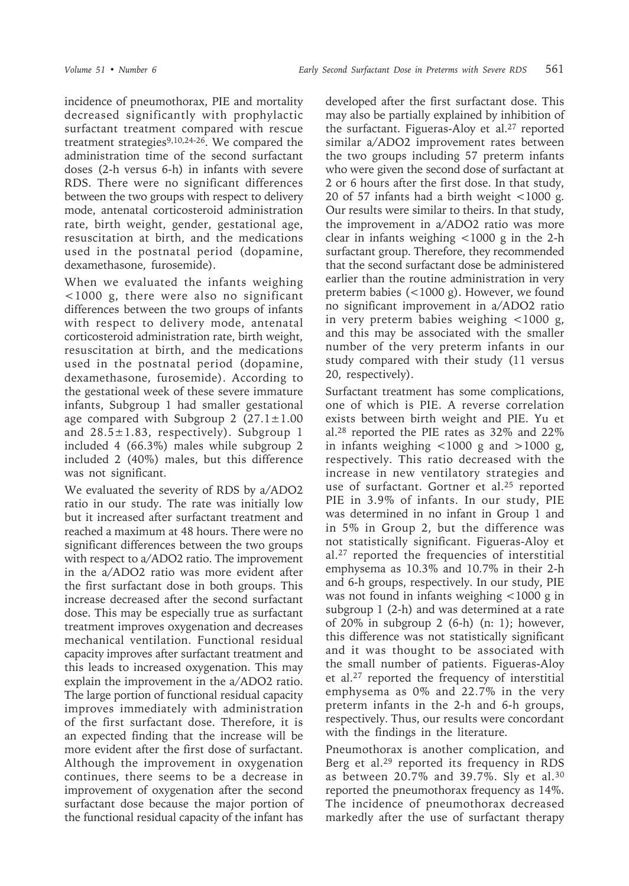incidence of pneumothorax, PIE and mortality decreased significantly with prophylactic surfactant treatment compared with rescue treatment strategies[9,10,24-26]. We compared the administration time of the second surfactant doses (2-h versus 6-h) in infants with severe RDS. There were no significant differences between the two groups with respect to delivery mode, antenatal corticosteroid administration rate, birth weight, gender, gestational age, resuscitation at birth, and the medications used in the postnatal period (dopamine, dexamethasone, furosemide).

When we evaluated the infants weighing <1000 g, there were also no significant differences between the two groups of infants with respect to delivery mode, antenatal corticosteroid administration rate, birth weight, resuscitation at birth, and the medications used in the postnatal period (dopamine, dexamethasone, furosemide). According to the gestational week of these severe immature infants, Subgroup 1 had smaller gestational age compared with Subgroup 2 ($27.1\pm1.00$ and $28.5\pm1.83$, respectively). Subgroup 1 included 4 (66.3%) males while subgroup 2 included 2 (40%) males, but this difference was not significant.

We evaluated the severity of RDS by a/ADO2 ratio in our study. The rate was initially low but it increased after surfactant treatment and reached a maximum at 48 hours. There were no significant differences between the two groups with respect to a/ADO2 ratio. The improvement in the a/ADO2 ratio was more evident after the first surfactant dose in both groups. This increase decreased after the second surfactant dose. This may be especially true as surfactant treatment improves oxygenation and decreases mechanical ventilation. Functional residual capacity improves after surfactant treatment and this leads to increased oxygenation. This may explain the improvement in the a/ADO2 ratio. The large portion of functional residual capacity improves immediately with administration of the first surfactant dose. Therefore, it is an expected finding that the increase will be more evident after the first dose of surfactant. Although the improvement in oxygenation continues, there seems to be a decrease in improvement of oxygenation after the second surfactant dose because the major portion of the functional residual capacity of the infant has developed after the first surfactant dose. This may also be partially explained by inhibition of the surfactant. Figueras-Aloy et al.[27] reported similar a/ADO2 improvement rates between the two groups including 57 preterm infants who were given the second dose of surfactant at 2 or 6 hours after the first dose. In that study, 20 of 57 infants had a birth weight <1000 g. Our results were similar to theirs. In that study, the improvement in a/ADO2 ratio was more clear in infants weighing <1000 g in the 2-h surfactant group. Therefore, they recommended that the second surfactant dose be administered earlier than the routine administration in very preterm babies (<1000 g). However, we found no significant improvement in a/ADO2 ratio in very preterm babies weighing <1000 g, and this may be associated with the smaller number of the very preterm infants in our study compared with their study (11 versus 20, respectively).

Surfactant treatment has some complications, one of which is PIE. A reverse correlation exists between birth weight and PIE. Yu et al.[28] reported the PIE rates as 32% and 22% in infants weighing <1000 g and >1000 g, respectively. This ratio decreased with the increase in new ventilatory strategies and use of surfactant. Gortner et al.[25] reported PIE in 3.9% of infants. In our study, PIE was determined in no infant in Group 1 and in 5% in Group 2, but the difference was not statistically significant. Figueras-Aloy et al.[27] reported the frequencies of interstitial emphysema as 10.3% and 10.7% in their 2-h and 6-h groups, respectively. In our study, PIE was not found in infants weighing <1000 g in subgroup 1 (2-h) and was determined at a rate of 20% in subgroup 2 (6-h) (n: 1); however, this difference was not statistically significant and it was thought to be associated with the small number of patients. Figueras-Aloy et al.[27] reported the frequency of interstitial emphysema as 0% and 22.7% in the very preterm infants in the 2-h and 6-h groups, respectively. Thus, our results were concordant with the findings in the literature.

Pneumothorax is another complication, and Berg et al.[29] reported its frequency in RDS as between 20.7% and 39.7%. Sly et al.[30] reported the pneumothorax frequency as 14%. The incidence of pneumothorax decreased markedly after the use of surfactant therapy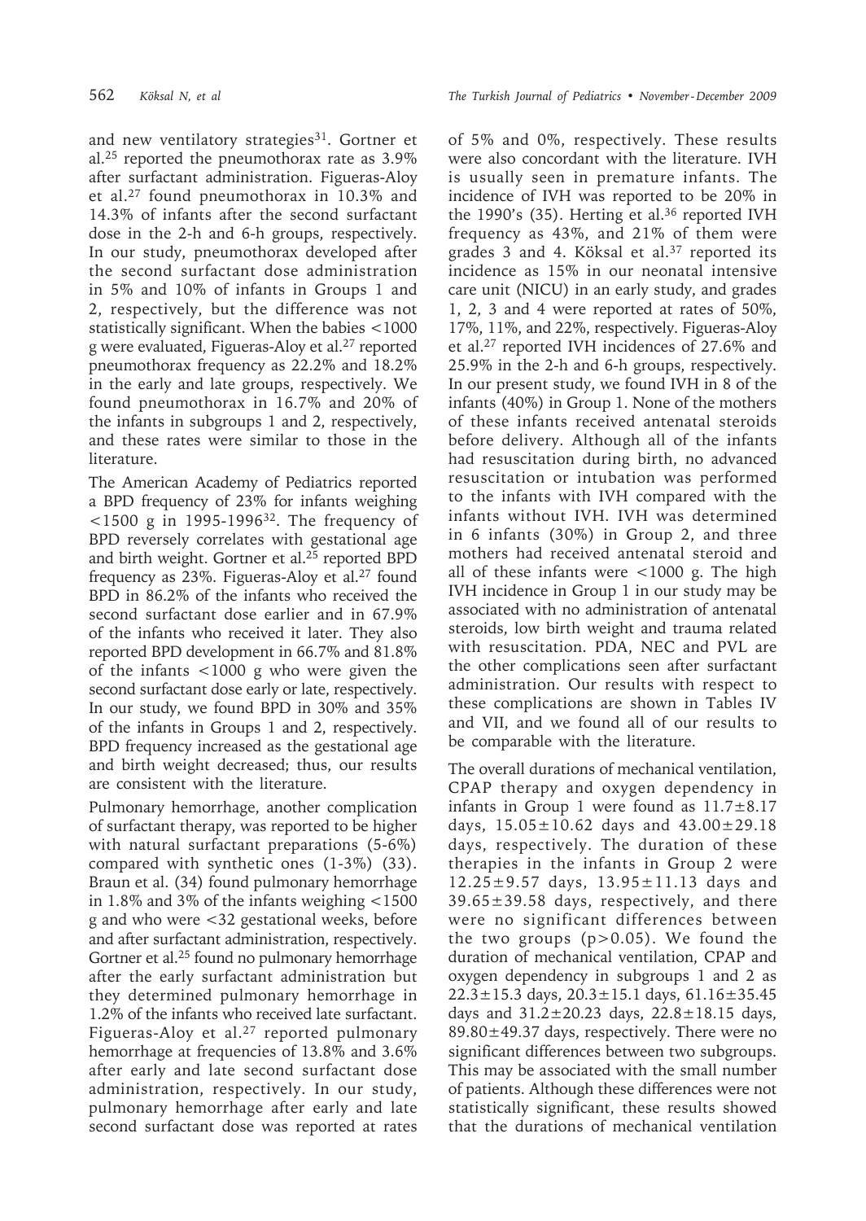and new ventilatory strategies[31]. Gortner et al.[25] reported the pneumothorax rate as 3.9% after surfactant administration. Figueras-Aloy et al.[27] found pneumothorax in 10.3% and 14.3% of infants after the second surfactant dose in the 2-h and 6-h groups, respectively. In our study, pneumothorax developed after the second surfactant dose administration in 5% and 10% of infants in Groups 1 and 2, respectively, but the difference was not statistically significant. When the babies <1000 g were evaluated, Figueras-Aloy et al.[27] reported pneumothorax frequency as 22.2% and 18.2% in the early and late groups, respectively. We found pneumothorax in 16.7% and 20% of the infants in subgroups 1 and 2, respectively, and these rates were similar to those in the literature.

The American Academy of Pediatrics reported a BPD frequency of 23% for infants weighing <1500 g in 1995-1996[32]. The frequency of BPD reversely correlates with gestational age and birth weight. Gortner et al.[25] reported BPD frequency as 23%. Figueras-Aloy et al.[27] found BPD in 86.2% of the infants who received the second surfactant dose earlier and in 67.9% of the infants who received it later. They also reported BPD development in 66.7% and 81.8% of the infants <1000 g who were given the second surfactant dose early or late, respectively. In our study, we found BPD in 30% and 35% of the infants in Groups 1 and 2, respectively. BPD frequency increased as the gestational age and birth weight decreased; thus, our results are consistent with the literature.

Pulmonary hemorrhage, another complication of surfactant therapy, was reported to be higher with natural surfactant preparations (5-6%) compared with synthetic ones (1-3%) (33). Braun et al. (34) found pulmonary hemorrhage in 1.8% and 3% of the infants weighing <1500 g and who were <32 gestational weeks, before and after surfactant administration, respectively. Gortner et al.[25] found no pulmonary hemorrhage after the early surfactant administration but they determined pulmonary hemorrhage in 1.2% of the infants who received late surfactant. Figueras-Aloy et al.[27] reported pulmonary hemorrhage at frequencies of 13.8% and 3.6% after early and late second surfactant dose administration, respectively. In our study, pulmonary hemorrhage after early and late second surfactant dose was reported at rates of 5% and 0%, respectively. These results were also concordant with the literature. IVH is usually seen in premature infants. The incidence of IVH was reported to be 20% in the 1990's (35). Herting et al.[36] reported IVH frequency as 43%, and 21% of them were grades 3 and 4. Köksal et al.[37] reported its incidence as 15% in our neonatal intensive care unit (NICU) in an early study, and grades 1, 2, 3 and 4 were reported at rates of 50%, 17%, 11%, and 22%, respectively. Figueras-Aloy et al.[27] reported IVH incidences of 27.6% and 25.9% in the 2-h and 6-h groups, respectively. In our present study, we found IVH in 8 of the infants (40%) in Group 1. None of the mothers of these infants received antenatal steroids before delivery. Although all of the infants had resuscitation during birth, no advanced resuscitation or intubation was performed to the infants with IVH compared with the infants without IVH. IVH was determined in 6 infants (30%) in Group 2, and three mothers had received antenatal steroid and all of these infants were <1000 g. The high IVH incidence in Group 1 in our study may be associated with no administration of antenatal steroids, low birth weight and trauma related with resuscitation. PDA, NEC and PVL are the other complications seen after surfactant administration. Our results with respect to these complications are shown in Tables IV and VII, and we found all of our results to be comparable with the literature.

The overall durations of mechanical ventilation, CPAP therapy and oxygen dependency in infants in Group 1 were found as $11.7 \pm 8.17$ days, $15.05 \pm 10.62$ days and $43.00 \pm 29.18$ days, respectively. The duration of these therapies in the infants in Group 2 were $12.25 \pm 9.57$ days, $13.95 \pm 11.13$ days and $39.65 \pm 39.58$ days, respectively, and there were no significant differences between the two groups ($p > 0.05$). We found the duration of mechanical ventilation, CPAP and oxygen dependency in subgroups 1 and 2 as $22.3 \pm 15.3$ days, $20.3 \pm 15.1$ days, $61.16 \pm 35.45$ days and $31.2 \pm 20.23$ days, $22.8 \pm 18.15$ days, $89.80 \pm 49.37$ days, respectively. There were no significant differences between two subgroups. This may be associated with the small number of patients. Although these differences were not statistically significant, these results showed that the durations of mechanical ventilation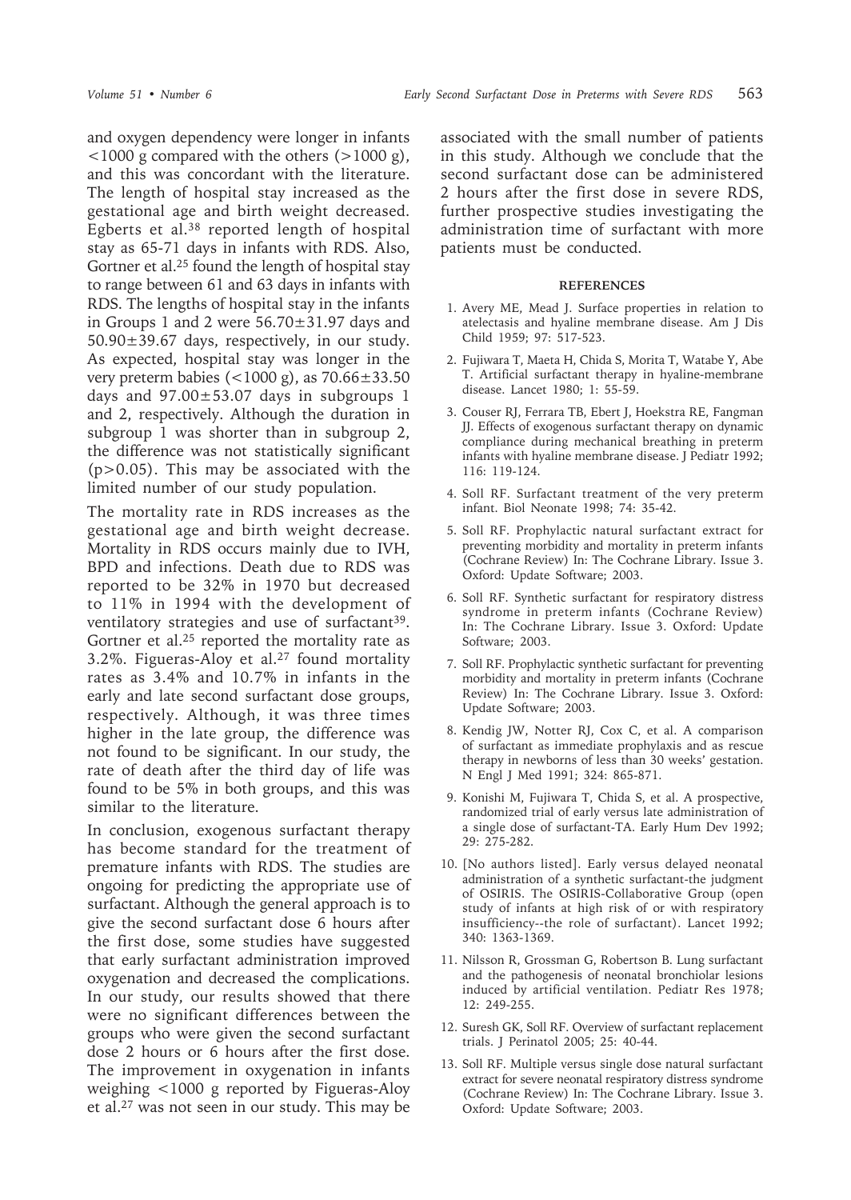and oxygen dependency were longer in infants <1000 g compared with the others (>1000 g), and this was concordant with the literature. The length of hospital stay increased as the gestational age and birth weight decreased. Egberts et al.[38] reported length of hospital stay as 65-71 days in infants with RDS. Also, Gortner et al.[25] found the length of hospital stay to range between 61 and 63 days in infants with RDS. The lengths of hospital stay in the infants in Groups 1 and 2 were 56.70±31.97 days and 50.90±39.67 days, respectively, in our study. As expected, hospital stay was longer in the very preterm babies (<1000 g), as 70.66±33.50 days and 97.00±53.07 days in subgroups 1 and 2, respectively. Although the duration in subgroup 1 was shorter than in subgroup 2, the difference was not statistically significant ($p>0.05$). This may be associated with the limited number of our study population.

The mortality rate in RDS increases as the gestational age and birth weight decrease. Mortality in RDS occurs mainly due to IVH, BPD and infections. Death due to RDS was reported to be 32% in 1970 but decreased to 11% in 1994 with the development of ventilatory strategies and use of surfactant[39]. Gortner et al.[25] reported the mortality rate as 3.2%. Figueras-Aloy et al.[27] found mortality rates as 3.4% and 10.7% in infants in the early and late second surfactant dose groups, respectively. Although, it was three times higher in the late group, the difference was not found to be significant. In our study, the rate of death after the third day of life was found to be 5% in both groups, and this was similar to the literature.

In conclusion, exogenous surfactant therapy has become standard for the treatment of premature infants with RDS. The studies are ongoing for predicting the appropriate use of surfactant. Although the general approach is to give the second surfactant dose 6 hours after the first dose, some studies have suggested that early surfactant administration improved oxygenation and decreased the complications. In our study, our results showed that there were no significant differences between the groups who were given the second surfactant dose 2 hours or 6 hours after the first dose. The improvement in oxygenation in infants weighing <1000 g reported by Figueras-Aloy et al.[27] was not seen in our study. This may be associated with the small number of patients in this study. Although we conclude that the second surfactant dose can be administered 2 hours after the first dose in severe RDS, further prospective studies investigating the administration time of surfactant with more patients must be conducted.

## REFERENCES

1. Avery ME, Mead J. Surface properties in relation to atelectasis and hyaline membrane disease. Am J Dis Child 1959; 97: 517-523.
2. Fujiwara T, Maeta H, Chida S, Morita T, Watabe Y, Abe T. Artificial surfactant therapy in hyaline-membrane disease. Lancet 1980; 1: 55-59.
3. Couser RJ, Ferrara TB, Ebert J, Hoekstra RE, Fangman JJ. Effects of exogenous surfactant therapy on dynamic compliance during mechanical breathing in preterm infants with hyaline membrane disease. J Pediatr 1992; 116: 119-124.
4. Soll RF. Surfactant treatment of the very preterm infant. Biol Neonate 1998; 74: 35-42.
5. Soll RF. Prophylactic natural surfactant extract for preventing morbidity and mortality in preterm infants (Cochrane Review) In: The Cochrane Library. Issue 3. Oxford: Update Software; 2003.
6. Soll RF. Synthetic surfactant for respiratory distress syndrome in preterm infants (Cochrane Review) In: The Cochrane Library. Issue 3. Oxford: Update Software; 2003.
7. Soll RF. Prophylactic synthetic surfactant for preventing morbidity and mortality in preterm infants (Cochrane Review) In: The Cochrane Library. Issue 3. Oxford: Update Software; 2003.
8. Kendig JW, Notter RJ, Cox C, et al. A comparison of surfactant as immediate prophylaxis and as rescue therapy in newborns of less than 30 weeks' gestation. N Engl J Med 1991; 324: 865-871.
9. Konishi M, Fujiwara T, Chida S, et al. A prospective, randomized trial of early versus late administration of a single dose of surfactant-TA. Early Hum Dev 1992; 29: 275-282.
10. [No authors listed]. Early versus delayed neonatal administration of a synthetic surfactant-the judgment of OSIRIS. The OSIRIS-Collaborative Group (open study of infants at high risk of or with respiratory insufficiency--the role of surfactant). Lancet 1992; 340: 1363-1369.
11. Nilsson R, Grossman G, Robertson B. Lung surfactant and the pathogenesis of neonatal bronchiolar lesions induced by artificial ventilation. Pediatr Res 1978; 12: 249-255.
12. Suresh GK, Soll RF. Overview of surfactant replacement trials. J Perinatol 2005; 25: 40-44.
13. Soll RF. Multiple versus single dose natural surfactant extract for severe neonatal respiratory distress syndrome (Cochrane Review) In: The Cochrane Library. Issue 3. Oxford: Update Software; 2003.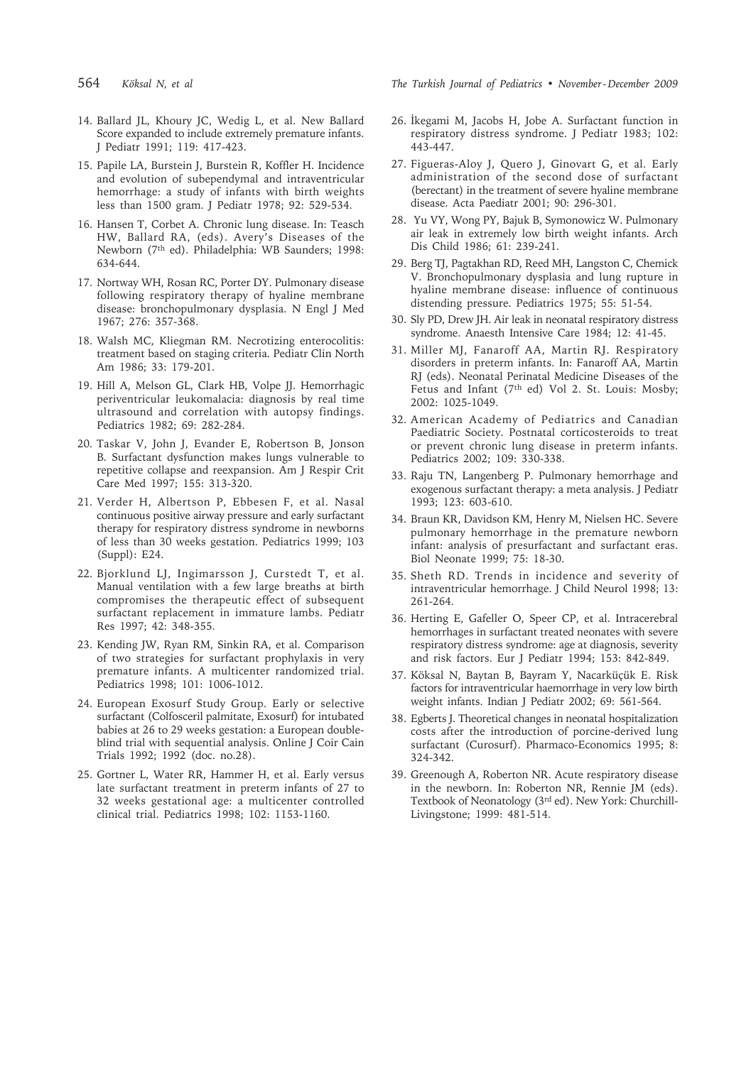14. Ballard JL, Khoury JC, Wedig L, et al. New Ballard Score expanded to include extremely premature infants. J Pediatr 1991; 119: 417-423.

15. Papile LA, Burstein J, Burstein R, Koffler H. Incidence and evolution of subependymal and intraventricular hemorrhage: a study of infants with birth weights less than 1500 gram. J Pediatr 1978; 92: 529-534.

16. Hansen T, Corbet A. Chronic lung disease. In: Teasch HW, Ballard RA, (eds). Avery's Diseases of the Newborn (7th ed). Philadelphia: WB Saunders; 1998: 634-644.

17. Nortway WH, Rosan RC, Porter DY. Pulmonary disease following respiratory therapy of hyaline membrane disease: bronchopulmonary dysplasia. N Engl J Med 1967; 276: 357-368.

18. Walsh MC, Kliegman RM. Necrotizing enterocolitis: treatment based on staging criteria. Pediatr Clin North Am 1986; 33: 179-201.

19. Hill A, Melson GL, Clark HB, Volpe JJ. Hemorrhagic periventricular leukomalacia: diagnosis by real time ultrasound and correlation with autopsy findings. Pediatrics 1982; 69: 282-284.

20. Taskar V, John J, Evander E, Robertson B, Jonson B. Surfactant dysfunction makes lungs vulnerable to repetitive collapse and reexpansion. Am J Respir Crit Care Med 1997; 155: 313-320.

21. Verder H, Albertson P, Ebbesen F, et al. Nasal continuous positive airway pressure and early surfactant therapy for respiratory distress syndrome in newborns of less than 30 weeks gestation. Pediatrics 1999; 103 (Suppl): E24.

22. Bjorklund LJ, Ingimarsson J, Curstedt T, et al. Manual ventilation with a few large breaths at birth compromises the therapeutic effect of subsequent surfactant replacement in immature lambs. Pediatr Res 1997; 42: 348-355.

23. Kending JW, Ryan RM, Sinkin RA, et al. Comparison of two strategies for surfactant prophylaxis in very premature infants. A multicenter randomized trial. Pediatrics 1998; 101: 1006-1012.

24. European Exosurf Study Group. Early or selective surfactant (Colfosceril palmitate, Exosurf) for intubated babies at 26 to 29 weeks gestation: a European double-blind trial with sequential analysis. Online J Coir Cain Trials 1992; 1992 (doc. no.28).

25. Gortner L, Water RR, Hammer H, et al. Early versus late surfactant treatment in preterm infants of 27 to 32 weeks gestational age: a multicenter controlled clinical trial. Pediatrics 1998; 102: 1153-1160.

26. İkegami M, Jacobs H, Jobe A. Surfactant function in respiratory distress syndrome. J Pediatr 1983; 102: 443-447.

27. Figueras-Aloy J, Quero J, Ginovart G, et al. Early administration of the second dose of surfactant (berectant) in the treatment of severe hyaline membrane disease. Acta Paediatr 2001; 90: 296-301.

28. Yu VY, Wong PY, Bajuk B, Symonowicz W. Pulmonary air leak in extremely low birth weight infants. Arch Dis Child 1986; 61: 239-241.

29. Berg TJ, Pagtakhan RD, Reed MH, Langston C, Chemick V. Bronchopulmonary dysplasia and lung rupture in hyaline membrane disease: influence of continuous distending pressure. Pediatrics 1975; 55: 51-54.

30. Sly PD, Drew JH. Air leak in neonatal respiratory distress syndrome. Anaesth Intensive Care 1984; 12: 41-45.

31. Miller MJ, Fanaroff AA, Martin RJ. Respiratory disorders in preterm infants. In: Fanaroff AA, Martin RJ (eds). Neonatal Perinatal Medicine Diseases of the Fetus and Infant (7th ed) Vol 2. St. Louis: Mosby; 2002: 1025-1049.

32. American Academy of Pediatrics and Canadian Paediatric Society. Postnatal corticosteroids to treat or prevent chronic lung disease in preterm infants. Pediatrics 2002; 109: 330-338.

33. Raju TN, Langenberg P. Pulmonary hemorrhage and exogenous surfactant therapy: a meta analysis. J Pediatr 1993; 123: 603-610.

34. Braun KR, Davidson KM, Henry M, Nielsen HC. Severe pulmonary hemorrhage in the premature newborn infant: analysis of presurfactant and surfactant eras. Biol Neonate 1999; 75: 18-30.

35. Sheth RD. Trends in incidence and severity of intraventricular hemorrhage. J Child Neurol 1998; 13: 261-264.

36. Herting E, Gafeller O, Speer CP, et al. Intracerebral hemorrhages in surfactant treated neonates with severe respiratory distress syndrome: age at diagnosis, severity and risk factors. Eur J Pediatr 1994; 153: 842-849.

37. Köksal N, Baytan B, Bayram Y, Nacarküçük E. Risk factors for intraventricular haemorrhage in very low birth weight infants. Indian J Pediatr 2002; 69: 561-564.

38. Egberts J. Theoretical changes in neonatal hospitalization costs after the introduction of porcine-derived lung surfactant (Curosurf). Pharmaco-Economics 1995; 8: 324-342.

39. Greenough A, Roberton NR. Acute respiratory disease in the newborn. In: Roberton NR, Rennie JM (eds). Textbook of Neonatology (3rd ed). New York: Churchill-Livingstone; 1999: 481-514.